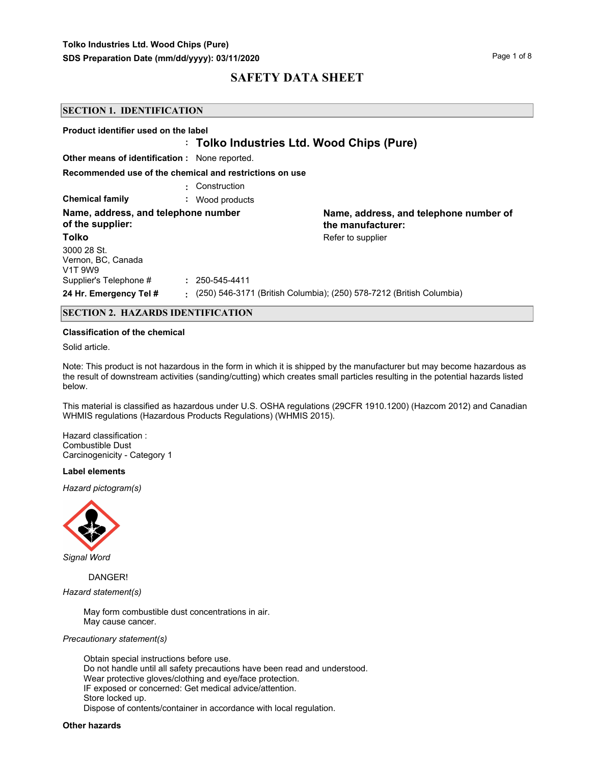# SAFETY DATA SHEET

## SECTION 1. IDENTIFICATION

**Product identifier used on the label**

: **Tolko Industries Ltd. Wood Chips (Pure)**

**Other means of identification :** None reported.

**Recommended use of the chemical and restrictions on use**

: Construction

**Chemical family** : Wood products

**Name, address, and telephone number of the supplier:**

**Tolko**

3000 28 St.
Vernon, BC, Canada
V1T 9W9

Supplier's Telephone # : 250-545-4411

**24 Hr. Emergency Tel #** : (250) 546-3171 (British Columbia); (250) 578-7212 (British Columbia)

**Name, address, and telephone number of the manufacturer:**

Refer to supplier

## SECTION 2. HAZARDS IDENTIFICATION

**Classification of the chemical**

Solid article.

Note: This product is not hazardous in the form in which it is shipped by the manufacturer but may become hazardous as the result of downstream activities (sanding/cutting) which creates small particles resulting in the potential hazards listed below.

This material is classified as hazardous under U.S. OSHA regulations (29CFR 1910.1200) (Hazcom 2012) and Canadian WHMIS regulations (Hazardous Products Regulations) (WHMIS 2015).

Hazard classification :
Combustible Dust
Carcinogenicity - Category 1

**Label elements**

*Hazard pictogram(s)*

*Signal Word*

DANGER!

*Hazard statement(s)*

May form combustible dust concentrations in air.
May cause cancer.

*Precautionary statement(s)*

Obtain special instructions before use.
Do not handle until all safety precautions have been read and understood.
Wear protective gloves/clothing and eye/face protection.
IF exposed or concerned: Get medical advice/attention.
Store locked up.
Dispose of contents/container in accordance with local regulation.

**Other hazards**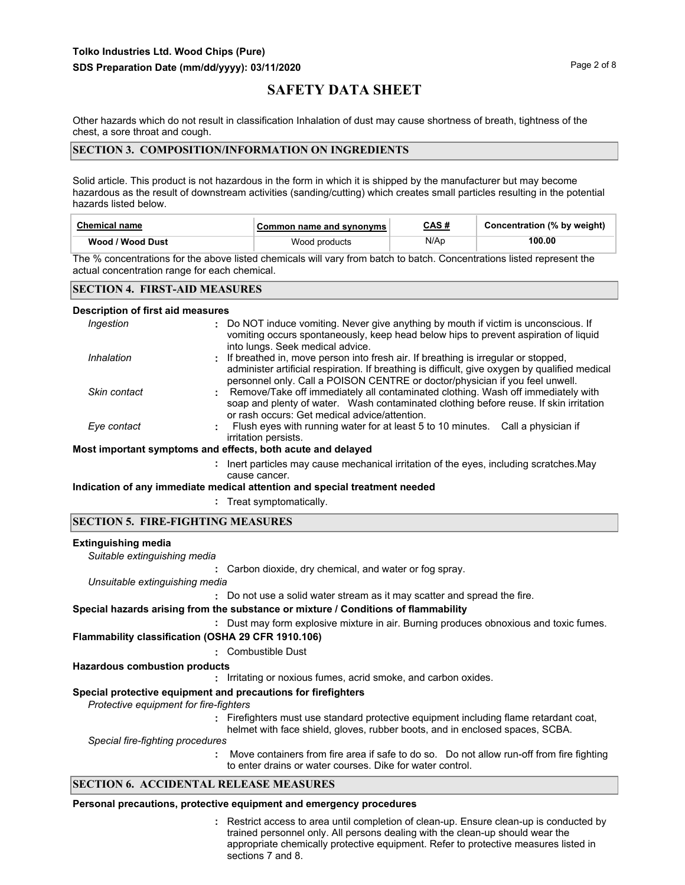Other hazards which do not result in classification Inhalation of dust may cause shortness of breath, tightness of the chest, a sore throat and cough.

## SECTION 3. COMPOSITION/INFORMATION ON INGREDIENTS

Solid article. This product is not hazardous in the form in which it is shipped by the manufacturer but may become hazardous as the result of downstream activities (sanding/cutting) which creates small particles resulting in the potential hazards listed below.

| Chemical name | Common name and synonyms | CAS # | Concentration (% by weight) |
|---|---|---|---|
| **Wood / Wood Dust** | Wood products | N/Ap | **100.00** |

The % concentrations for the above listed chemicals will vary from batch to batch. Concentrations listed represent the actual concentration range for each chemical.

## SECTION 4. FIRST-AID MEASURES

**Description of first aid measures**

*Ingestion* : Do NOT induce vomiting. Never give anything by mouth if victim is unconscious. If vomiting occurs spontaneously, keep head below hips to prevent aspiration of liquid into lungs. Seek medical advice.

*Inhalation* : If breathed in, move person into fresh air. If breathing is irregular or stopped, administer artificial respiration. If breathing is difficult, give oxygen by qualified medical personnel only. Call a POISON CENTRE or doctor/physician if you feel unwell.

*Skin contact* : Remove/Take off immediately all contaminated clothing. Wash off immediately with soap and plenty of water. Wash contaminated clothing before reuse. If skin irritation or rash occurs: Get medical advice/attention.

*Eye contact* : Flush eyes with running water for at least 5 to 10 minutes. Call a physician if irritation persists.

**Most important symptoms and effects, both acute and delayed**

: Inert particles may cause mechanical irritation of the eyes, including scratches.May cause cancer.

**Indication of any immediate medical attention and special treatment needed**

: Treat symptomatically.

## SECTION 5. FIRE-FIGHTING MEASURES

**Extinguishing media**

*Suitable extinguishing media*

: Carbon dioxide, dry chemical, and water or fog spray.

*Unsuitable extinguishing media*

: Do not use a solid water stream as it may scatter and spread the fire.

**Special hazards arising from the substance or mixture / Conditions of flammability**

: Dust may form explosive mixture in air. Burning produces obnoxious and toxic fumes.

**Flammability classification (OSHA 29 CFR 1910.106)**

: Combustible Dust

**Hazardous combustion products**

: Irritating or noxious fumes, acrid smoke, and carbon oxides.

**Special protective equipment and precautions for firefighters**

*Protective equipment for fire-fighters*

: Firefighters must use standard protective equipment including flame retardant coat, helmet with face shield, gloves, rubber boots, and in enclosed spaces, SCBA.

*Special fire-fighting procedures*

: Move containers from fire area if safe to do so. Do not allow run-off from fire fighting to enter drains or water courses. Dike for water control.

## SECTION 6. ACCIDENTAL RELEASE MEASURES

**Personal precautions, protective equipment and emergency procedures**

: Restrict access to area until completion of clean-up. Ensure clean-up is conducted by trained personnel only. All persons dealing with the clean-up should wear the appropriate chemically protective equipment. Refer to protective measures listed in sections 7 and 8.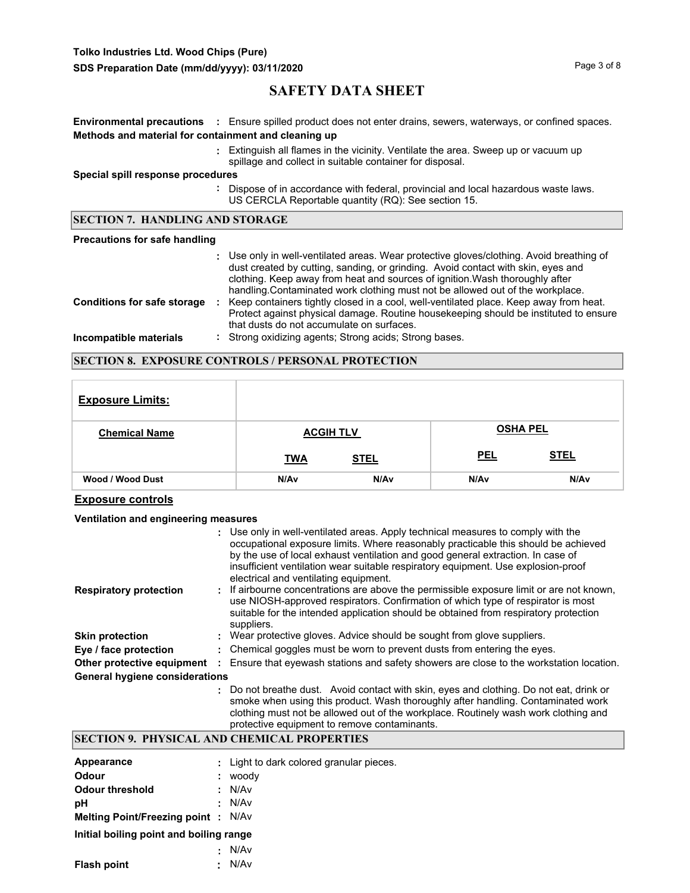**Environmental precautions** : Ensure spilled product does not enter drains, sewers, waterways, or confined spaces.

**Methods and material for containment and cleaning up**

: Extinguish all flames in the vicinity. Ventilate the area. Sweep up or vacuum up spillage and collect in suitable container for disposal.

**Special spill response procedures**

: Dispose of in accordance with federal, provincial and local hazardous waste laws. US CERCLA Reportable quantity (RQ): See section 15.

## SECTION 7. HANDLING AND STORAGE

**Precautions for safe handling**

: Use only in well-ventilated areas. Wear protective gloves/clothing. Avoid breathing of dust created by cutting, sanding, or grinding. Avoid contact with skin, eyes and clothing. Keep away from heat and sources of ignition.Wash thoroughly after handling.Contaminated work clothing must not be allowed out of the workplace.

**Conditions for safe storage** : Keep containers tightly closed in a cool, well-ventilated place. Keep away from heat. Protect against physical damage. Routine housekeeping should be instituted to ensure that dusts do not accumulate on surfaces.

**Incompatible materials** : Strong oxidizing agents; Strong acids; Strong bases.

## SECTION 8. EXPOSURE CONTROLS / PERSONAL PROTECTION

| **Exposure Limits:** | | | | |
|---|---|---|---|---|
| **Chemical Name** | **ACGIH TLV** | | **OSHA PEL** | |
| | **TWA** | **STEL** | **PEL** | **STEL** |
| **Wood / Wood Dust** | N/Av | N/Av | N/Av | N/Av |

### Exposure controls

**Ventilation and engineering measures**

: Use only in well-ventilated areas. Apply technical measures to comply with the occupational exposure limits. Where reasonably practicable this should be achieved by the use of local exhaust ventilation and good general extraction. In case of insufficient ventilation wear suitable respiratory equipment. Use explosion-proof electrical and ventilating equipment.

**Respiratory protection** : If airbourne concentrations are above the permissible exposure limit or are not known, use NIOSH-approved respirators. Confirmation of which type of respirator is most suitable for the intended application should be obtained from respiratory protection suppliers.

**Skin protection** : Wear protective gloves. Advice should be sought from glove suppliers.

**Eye / face protection** : Chemical goggles must be worn to prevent dusts from entering the eyes.

**Other protective equipment** : Ensure that eyewash stations and safety showers are close to the workstation location.

**General hygiene considerations**

: Do not breathe dust. Avoid contact with skin, eyes and clothing. Do not eat, drink or smoke when using this product. Wash thoroughly after handling. Contaminated work clothing must not be allowed out of the workplace. Routinely wash work clothing and protective equipment to remove contaminants.

## SECTION 9. PHYSICAL AND CHEMICAL PROPERTIES

**Appearance** : Light to dark colored granular pieces.

**Odour** : woody

**Odour threshold** : N/Av

**pH** : N/Av

**Melting Point/Freezing point** : N/Av

**Initial boiling point and boiling range**

: N/Av

**Flash point** : N/Av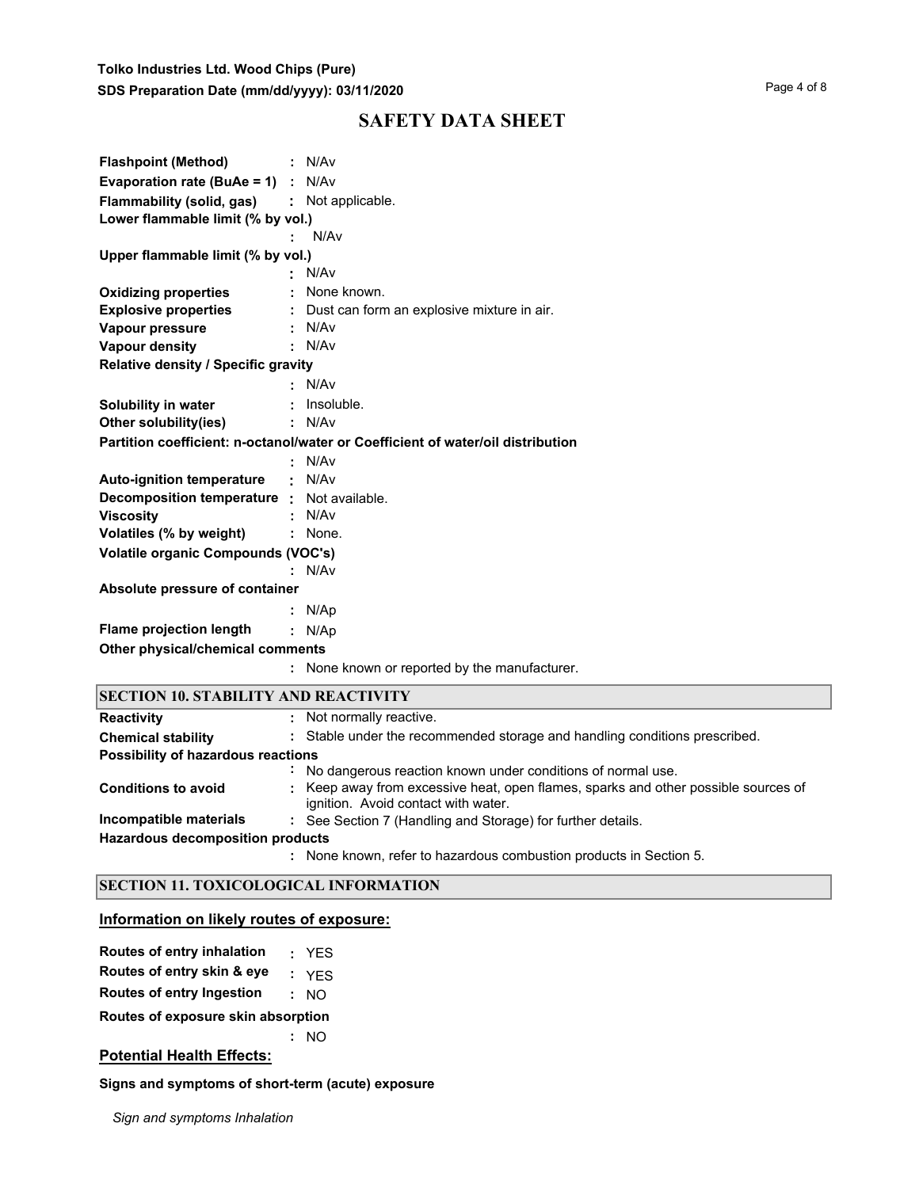**Flashpoint (Method)** : N/Av

**Evaporation rate (BuAe = 1)** : N/Av

**Flammability (solid, gas)** : Not applicable.

**Lower flammable limit (% by vol.)**

: N/Av

**Upper flammable limit (% by vol.)**

: N/Av

**Oxidizing properties** : None known.

**Explosive properties** : Dust can form an explosive mixture in air.

**Vapour pressure** : N/Av

**Vapour density** : N/Av

**Relative density / Specific gravity**

: N/Av

**Solubility in water** : Insoluble.

**Other solubility(ies)** : N/Av

**Partition coefficient: n-octanol/water or Coefficient of water/oil distribution**

: N/Av

**Auto-ignition temperature** : N/Av

**Decomposition temperature** : Not available.

**Viscosity** : N/Av

**Volatiles (% by weight)** : None.

**Volatile organic Compounds (VOC's)**

: N/Av

**Absolute pressure of container**

: N/Ap

**Flame projection length** : N/Ap

**Other physical/chemical comments**

: None known or reported by the manufacturer.

## SECTION 10. STABILITY AND REACTIVITY

**Reactivity** : Not normally reactive.

**Chemical stability** : Stable under the recommended storage and handling conditions prescribed.

**Possibility of hazardous reactions**

: No dangerous reaction known under conditions of normal use.

**Conditions to avoid** : Keep away from excessive heat, open flames, sparks and other possible sources of ignition. Avoid contact with water.

**Incompatible materials** : See Section 7 (Handling and Storage) for further details.

**Hazardous decomposition products**

: None known, refer to hazardous combustion products in Section 5.

## SECTION 11. TOXICOLOGICAL INFORMATION

### Information on likely routes of exposure:

**Routes of entry inhalation** : YES

**Routes of entry skin & eye** : YES

**Routes of entry Ingestion** : NO

**Routes of exposure skin absorption**

: NO

### Potential Health Effects:

**Signs and symptoms of short-term (acute) exposure**

*Sign and symptoms Inhalation*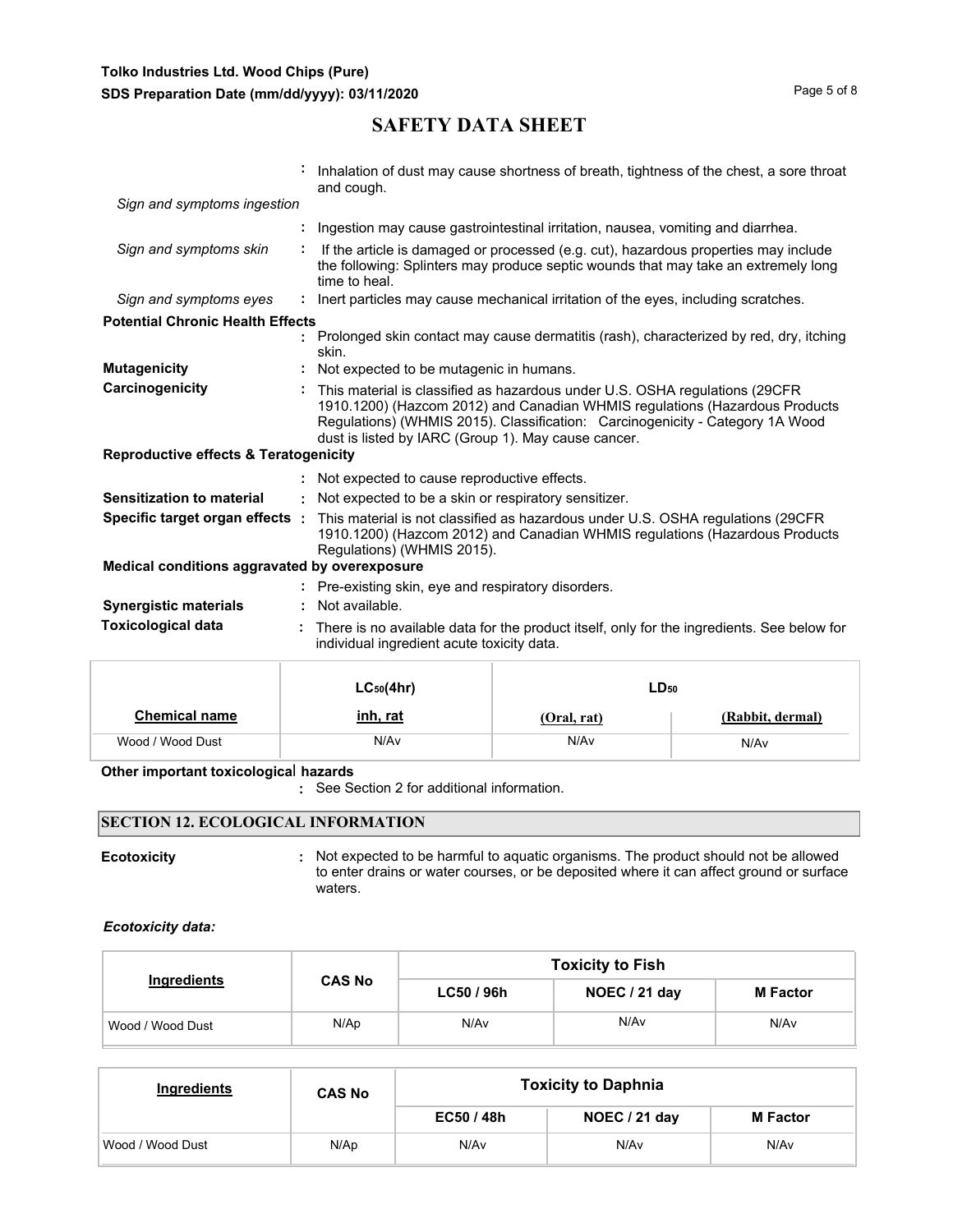# SAFETY DATA SHEET

: Inhalation of dust may cause shortness of breath, tightness of the chest, a sore throat and cough.

*Sign and symptoms ingestion*

: Ingestion may cause gastrointestinal irritation, nausea, vomiting and diarrhea.

*Sign and symptoms skin* : If the article is damaged or processed (e.g. cut), hazardous properties may include the following: Splinters may produce septic wounds that may take an extremely long time to heal.

*Sign and symptoms eyes* : Inert particles may cause mechanical irritation of the eyes, including scratches.

**Potential Chronic Health Effects**

: Prolonged skin contact may cause dermatitis (rash), characterized by red, dry, itching skin.

**Mutagenicity** : Not expected to be mutagenic in humans.

**Carcinogenicity** : This material is classified as hazardous under U.S. OSHA regulations (29CFR 1910.1200) (Hazcom 2012) and Canadian WHMIS regulations (Hazardous Products Regulations) (WHMIS 2015). Classification: Carcinogenicity - Category 1A Wood dust is listed by IARC (Group 1). May cause cancer.

**Reproductive effects & Teratogenicity**

: Not expected to cause reproductive effects.

**Sensitization to material** : Not expected to be a skin or respiratory sensitizer.

**Specific target organ effects** : This material is not classified as hazardous under U.S. OSHA regulations (29CFR 1910.1200) (Hazcom 2012) and Canadian WHMIS regulations (Hazardous Products Regulations) (WHMIS 2015).

**Medical conditions aggravated by overexposure**

: Pre-existing skin, eye and respiratory disorders.

**Synergistic materials** : Not available.

**Toxicological data** : There is no available data for the product itself, only for the ingredients. See below for individual ingredient acute toxicity data.

| | $LC_{50}$(4hr) | $LD_{50}$ | |
|---|---|---|---|
| **Chemical name** | **inh, rat** | **(Oral, rat)** | **(Rabbit, dermal)** |
| Wood / Wood Dust | N/Av | N/Av | N/Av |

**Other important toxicological hazards**

: See Section 2 for additional information.

## SECTION 12. ECOLOGICAL INFORMATION

**Ecotoxicity** : Not expected to be harmful to aquatic organisms. The product should not be allowed to enter drains or water courses, or be deposited where it can affect ground or surface waters.

***Ecotoxicity data:***

| Ingredients | CAS No | Toxicity to Fish | | |
|---|---|---|---|---|
| | | LC50 / 96h | NOEC / 21 day | M Factor |
| Wood / Wood Dust | N/Ap | N/Av | N/Av | N/Av |

| Ingredients | CAS No | Toxicity to Daphnia | | |
|---|---|---|---|---|
| | | EC50 / 48h | NOEC / 21 day | M Factor |
| Wood / Wood Dust | N/Ap | N/Av | N/Av | N/Av |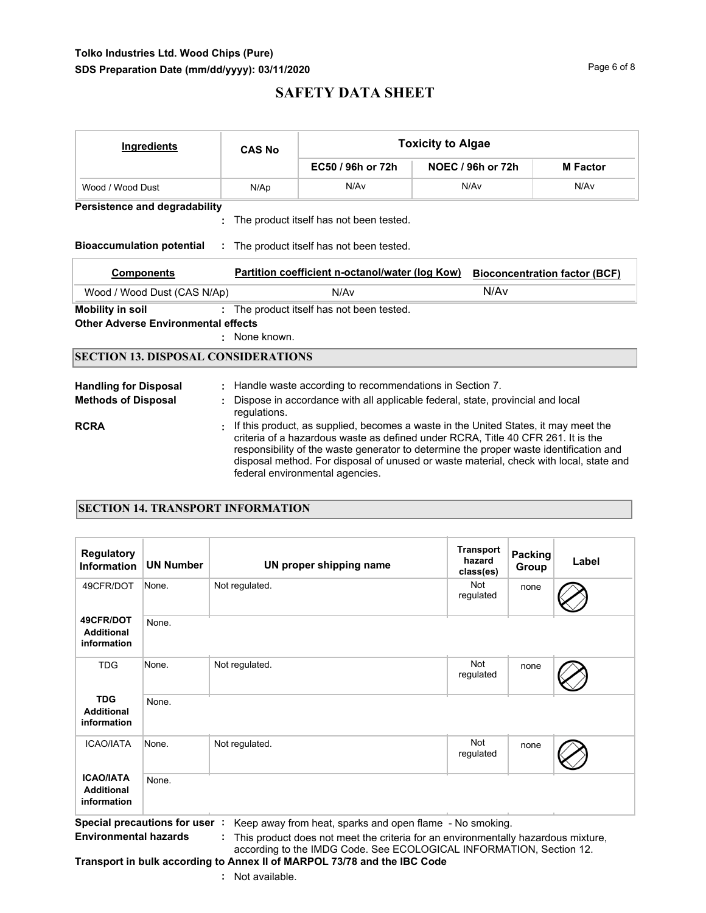| Ingredients | CAS No | Toxicity to Algae | | |
|---|---|---|---|---|
| | | EC50 / 96h or 72h | NOEC / 96h or 72h | M Factor |
| Wood / Wood Dust | N/Ap | N/Av | N/Av | N/Av |

**Persistence and degradability**
: The product itself has not been tested.

**Bioaccumulation potential** : The product itself has not been tested.

| Components | Partition coefficient n-octanol/water (log Kow) | Bioconcentration factor (BCF) |
|---|---|---|
| Wood / Wood Dust (CAS N/Ap) | N/Av | N/Av |

**Mobility in soil** : The product itself has not been tested.

**Other Adverse Environmental effects**
: None known.

## SECTION 13. DISPOSAL CONSIDERATIONS

**Handling for Disposal** : Handle waste according to recommendations in Section 7.

**Methods of Disposal** : Dispose in accordance with all applicable federal, state, provincial and local regulations.

**RCRA** : If this product, as supplied, becomes a waste in the United States, it may meet the criteria of a hazardous waste as defined under RCRA, Title 40 CFR 261. It is the responsibility of the waste generator to determine the proper waste identification and disposal method. For disposal of unused or waste material, check with local, state and federal environmental agencies.

## SECTION 14. TRANSPORT INFORMATION

| Regulatory Information | UN Number | UN proper shipping name | Transport hazard class(es) | Packing Group | Label |
|---|---|---|---|---|---|
| 49CFR/DOT | None. | Not regulated. | Not regulated | none | |
| **49CFR/DOT Additional information** | None. | | | | |
| TDG | None. | Not regulated. | Not regulated | none | |
| **TDG Additional information** | None. | | | | |
| ICAO/IATA | None. | Not regulated. | Not regulated | none | |
| **ICAO/IATA Additional information** | None. | | | | |

**Special precautions for user** : Keep away from heat, sparks and open flame - No smoking.

**Environmental hazards** : This product does not meet the criteria for an environmentally hazardous mixture, according to the IMDG Code. See ECOLOGICAL INFORMATION, Section 12.

**Transport in bulk according to Annex II of MARPOL 73/78 and the IBC Code**
: Not available.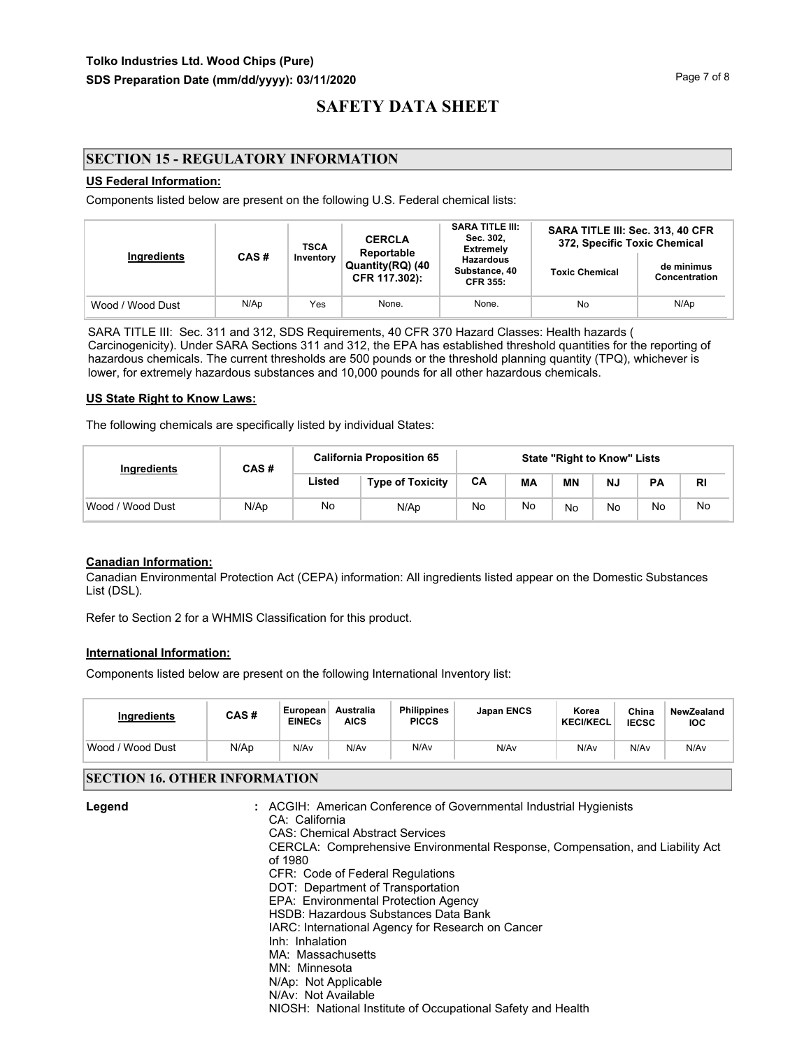# SAFETY DATA SHEET

## SECTION 15 - REGULATORY INFORMATION

**US Federal Information:**

Components listed below are present on the following U.S. Federal chemical lists:

| Ingredients | CAS # | TSCA Inventory | CERCLA Reportable Quantity(RQ) (40 CFR 117.302): | SARA TITLE III: Sec. 302, Extremely Hazardous Substance, 40 CFR 355: | SARA TITLE III: Sec. 313, 40 CFR 372, Specific Toxic Chemical | |
|---|---|---|---|---|---|---|
| | | | | | Toxic Chemical | de minimus Concentration |
| Wood / Wood Dust | N/Ap | Yes | None. | None. | No | N/Ap |

SARA TITLE III: Sec. 311 and 312, SDS Requirements, 40 CFR 370 Hazard Classes: Health hazards ( Carcinogenicity). Under SARA Sections 311 and 312, the EPA has established threshold quantities for the reporting of hazardous chemicals. The current thresholds are 500 pounds or the threshold planning quantity (TPQ), whichever is lower, for extremely hazardous substances and 10,000 pounds for all other hazardous chemicals.

**US State Right to Know Laws:**

The following chemicals are specifically listed by individual States:

| Ingredients | CAS # | California Proposition 65 | | State "Right to Know" Lists | | | | | |
|---|---|---|---|---|---|---|---|---|---|
| | | Listed | Type of Toxicity | CA | MA | MN | NJ | PA | RI |
| Wood / Wood Dust | N/Ap | No | N/Ap | No | No | No | No | No | No |

**Canadian Information:**

Canadian Environmental Protection Act (CEPA) information: All ingredients listed appear on the Domestic Substances List (DSL).

Refer to Section 2 for a WHMIS Classification for this product.

**International Information:**

Components listed below are present on the following International Inventory list:

| Ingredients | CAS # | European EINECs | Australia AICS | Philippines PICCS | Japan ENCS | Korea KECI/KECL | China IECSC | NewZealand IOC |
|---|---|---|---|---|---|---|---|---|
| Wood / Wood Dust | N/Ap | N/Av | N/Av | N/Av | N/Av | N/Av | N/Av | N/Av |

## SECTION 16. OTHER INFORMATION

**Legend** :

ACGIH: American Conference of Governmental Industrial Hygienists
CA: California
CAS: Chemical Abstract Services
CERCLA: Comprehensive Environmental Response, Compensation, and Liability Act of 1980
CFR: Code of Federal Regulations
DOT: Department of Transportation
EPA: Environmental Protection Agency
HSDB: Hazardous Substances Data Bank
IARC: International Agency for Research on Cancer
Inh: Inhalation
MA: Massachusetts
MN: Minnesota
N/Ap: Not Applicable
N/Av: Not Available
NIOSH: National Institute of Occupational Safety and Health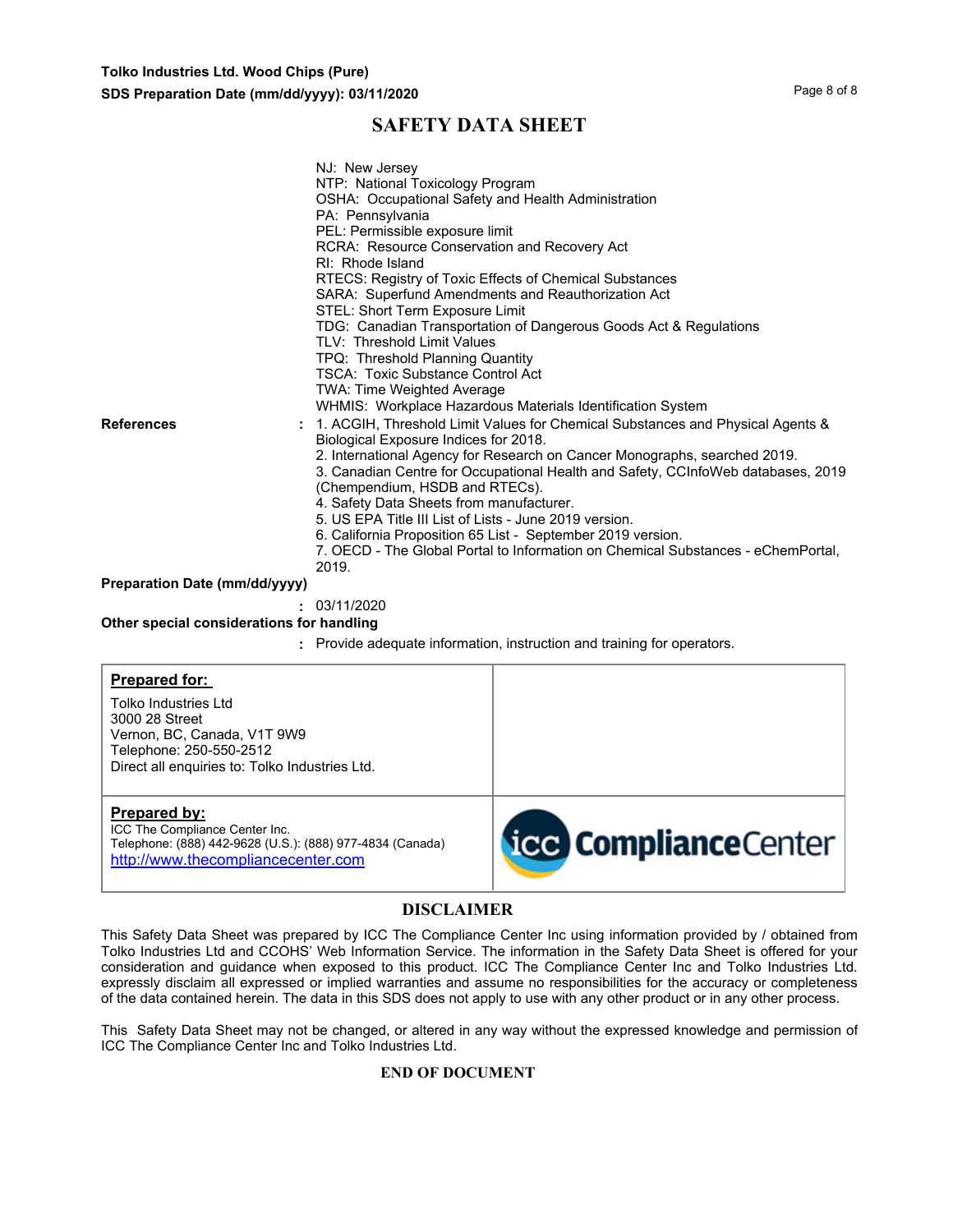NJ: New Jersey
NTP: National Toxicology Program
OSHA: Occupational Safety and Health Administration
PA: Pennsylvania
PEL: Permissible exposure limit
RCRA: Resource Conservation and Recovery Act
RI: Rhode Island
RTECS: Registry of Toxic Effects of Chemical Substances
SARA: Superfund Amendments and Reauthorization Act
STEL: Short Term Exposure Limit
TDG: Canadian Transportation of Dangerous Goods Act & Regulations
TLV: Threshold Limit Values
TPQ: Threshold Planning Quantity
TSCA: Toxic Substance Control Act
TWA: Time Weighted Average
WHMIS: Workplace Hazardous Materials Identification System

**References** : 1. ACGIH, Threshold Limit Values for Chemical Substances and Physical Agents & Biological Exposure Indices for 2018.
2. International Agency for Research on Cancer Monographs, searched 2019.
3. Canadian Centre for Occupational Health and Safety, CCInfoWeb databases, 2019 (Chempendium, HSDB and RTECs).
4. Safety Data Sheets from manufacturer.
5. US EPA Title III List of Lists - June 2019 version.
6. California Proposition 65 List - September 2019 version.
7. OECD - The Global Portal to Information on Chemical Substances - eChemPortal, 2019.

**Preparation Date (mm/dd/yyyy)** : 03/11/2020

**Other special considerations for handling** : Provide adequate information, instruction and training for operators.

| | |
|---|---|
| **Prepared for:**<br>Tolko Industries Ltd<br>3000 28 Street<br>Vernon, BC, Canada, V1T 9W9<br>Telephone: 250-550-2512<br>Direct all enquiries to: Tolko Industries Ltd. | |
| **Prepared by:**<br>ICC The Compliance Center Inc.<br>Telephone: (888) 442-9628 (U.S.): (888) 977-4834 (Canada)<br>http://www.thecompliancecenter.com | icc ComplianceCenter |

## DISCLAIMER

This Safety Data Sheet was prepared by ICC The Compliance Center Inc using information provided by / obtained from Tolko Industries Ltd and CCOHS' Web Information Service. The information in the Safety Data Sheet is offered for your consideration and guidance when exposed to this product. ICC The Compliance Center Inc and Tolko Industries Ltd. expressly disclaim all expressed or implied warranties and assume no responsibilities for the accuracy or completeness of the data contained herein. The data in this SDS does not apply to use with any other product or in any other process.

This Safety Data Sheet may not be changed, or altered in any way without the expressed knowledge and permission of ICC The Compliance Center Inc and Tolko Industries Ltd.

**END OF DOCUMENT**